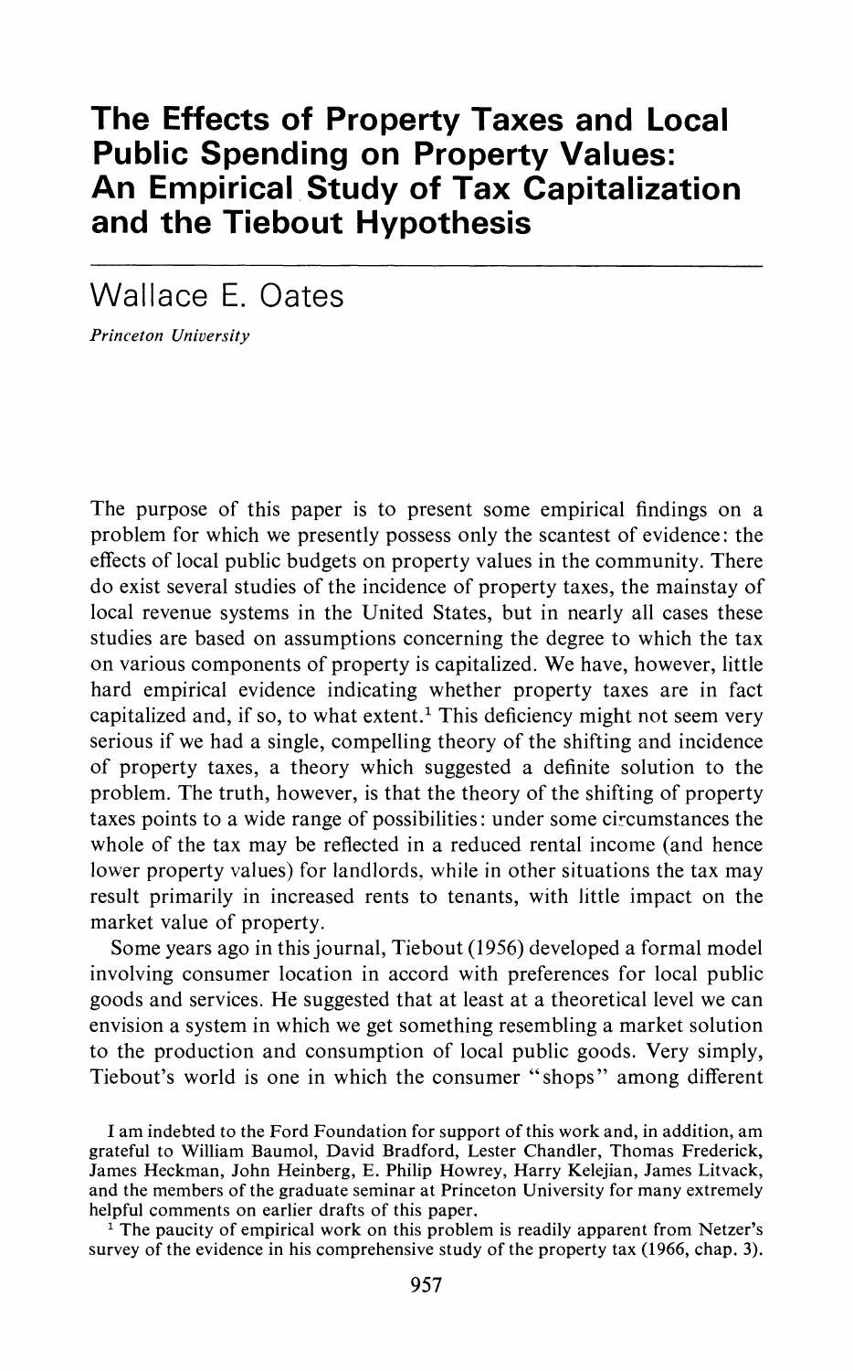# The Effects of Property Taxes and Local Public Spending on Property Values: An Empirical Study of Tax Capitalization and the Tiebout Hypothesis

Wallace E. Oates

*Princeton University*

The purpose of this paper is to present some empirical findings on a problem for which we presently possess only the scantest of evidence: the effects of local public budgets on property values in the community. There do exist several studies of the incidence of property taxes, the mainstay of local revenue systems in the United States, but in nearly all cases these studies are based on assumptions concerning the degree to which the tax on various components of property is capitalized. We have, however, little hard empirical evidence indicating whether property taxes are in fact capitalized and, if so, to what extent.[1] This deficiency might not seem very serious if we had a single, compelling theory of the shifting and incidence of property taxes, a theory which suggested a definite solution to the problem. The truth, however, is that the theory of the shifting of property taxes points to a wide range of possibilities: under some circumstances the whole of the tax may be reflected in a reduced rental income (and hence lower property values) for landlords, while in other situations the tax may result primarily in increased rents to tenants, with little impact on the market value of property.

Some years ago in this journal, Tiebout (1956) developed a formal model involving consumer location in accord with preferences for local public goods and services. He suggested that at least at a theoretical level we can envision a system in which we get something resembling a market solution to the production and consumption of local public goods. Very simply, Tiebout's world is one in which the consumer "shops" among different

I am indebted to the Ford Foundation for support of this work and, in addition, am grateful to William Baumol, David Bradford, Lester Chandler, Thomas Frederick, James Heckman, John Heinberg, E. Philip Howrey, Harry Kelejian, James Litvack, and the members of the graduate seminar at Princeton University for many extremely helpful comments on earlier drafts of this paper.

[1] The paucity of empirical work on this problem is readily apparent from Netzer's survey of the evidence in his comprehensive study of the property tax (1966, chap. 3).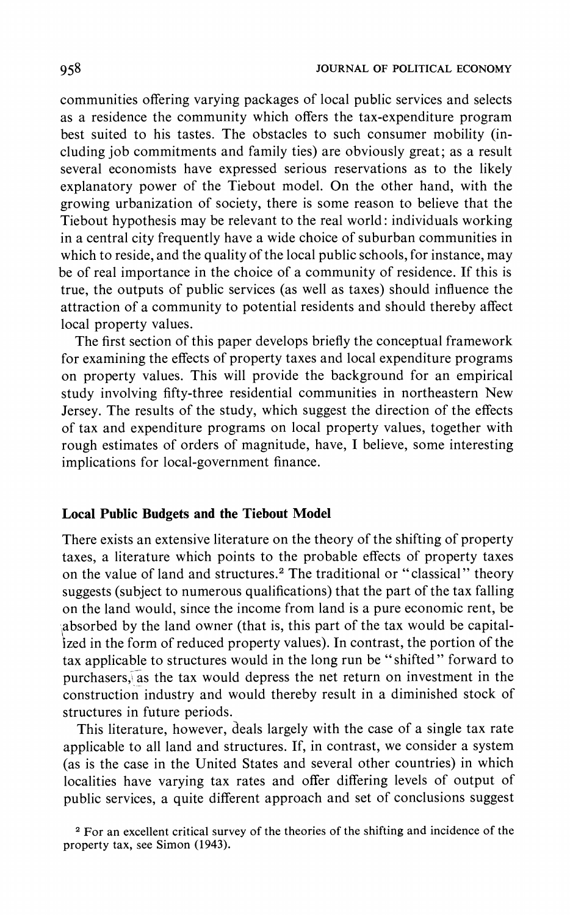communities offering varying packages of local public services and selects as a residence the community which offers the tax-expenditure program best suited to his tastes. The obstacles to such consumer mobility (including job commitments and family ties) are obviously great; as a result several economists have expressed serious reservations as to the likely explanatory power of the Tiebout model. On the other hand, with the growing urbanization of society, there is some reason to believe that the Tiebout hypothesis may be relevant to the real world: individuals working in a central city frequently have a wide choice of suburban communities in which to reside, and the quality of the local public schools, for instance, may be of real importance in the choice of a community of residence. If this is true, the outputs of public services (as well as taxes) should influence the attraction of a community to potential residents and should thereby affect local property values.

The first section of this paper develops briefly the conceptual framework for examining the effects of property taxes and local expenditure programs on property values. This will provide the background for an empirical study involving fifty-three residential communities in northeastern New Jersey. The results of the study, which suggest the direction of the effects of tax and expenditure programs on local property values, together with rough estimates of orders of magnitude, have, I believe, some interesting implications for local-government finance.

## Local Public Budgets and the Tiebout Model

There exists an extensive literature on the theory of the shifting of property taxes, a literature which points to the probable effects of property taxes on the value of land and structures.[2] The traditional or "classical" theory suggests (subject to numerous qualifications) that the part of the tax falling on the land would, since the income from land is a pure economic rent, be absorbed by the land owner (that is, this part of the tax would be capitalized in the form of reduced property values). In contrast, the portion of the tax applicable to structures would in the long run be "shifted" forward to purchasers, as the tax would depress the net return on investment in the construction industry and would thereby result in a diminished stock of structures in future periods.

This literature, however, deals largely with the case of a single tax rate applicable to all land and structures. If, in contrast, we consider a system (as is the case in the United States and several other countries) in which localities have varying tax rates and offer differing levels of output of public services, a quite different approach and set of conclusions suggest

[2] For an excellent critical survey of the theories of the shifting and incidence of the property tax, see Simon (1943).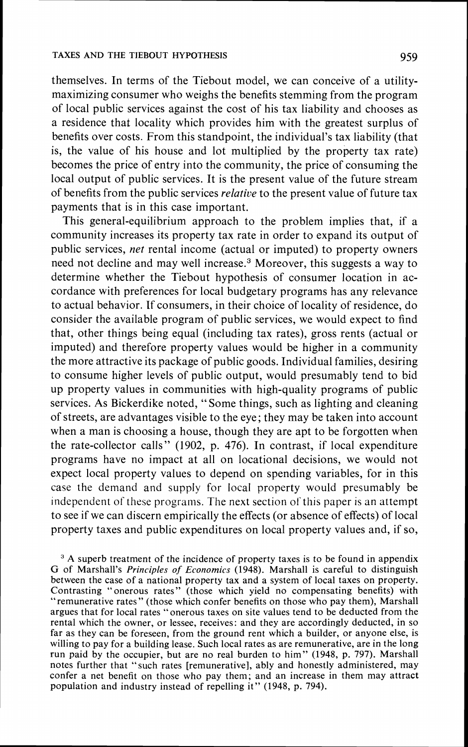themselves. In terms of the Tiebout model, we can conceive of a utility-maximizing consumer who weighs the benefits stemming from the program of local public services against the cost of his tax liability and chooses as a residence that locality which provides him with the greatest surplus of benefits over costs. From this standpoint, the individual's tax liability (that is, the value of his house and lot multiplied by the property tax rate) becomes the price of entry into the community, the price of consuming the local output of public services. It is the present value of the future stream of benefits from the public services *relative* to the present value of future tax payments that is in this case important.

This general-equilibrium approach to the problem implies that, if a community increases its property tax rate in order to expand its output of public services, *net* rental income (actual or imputed) to property owners need not decline and may well increase.[3] Moreover, this suggests a way to determine whether the Tiebout hypothesis of consumer location in accordance with preferences for local budgetary programs has any relevance to actual behavior. If consumers, in their choice of locality of residence, do consider the available program of public services, we would expect to find that, other things being equal (including tax rates), gross rents (actual or imputed) and therefore property values would be higher in a community the more attractive its package of public goods. Individual families, desiring to consume higher levels of public output, would presumably tend to bid up property values in communities with high-quality programs of public services. As Bickerdike noted, "Some things, such as lighting and cleaning of streets, are advantages visible to the eye; they may be taken into account when a man is choosing a house, though they are apt to be forgotten when the rate-collector calls" (1902, p. 476). In contrast, if local expenditure programs have no impact at all on locational decisions, we would not expect local property values to depend on spending variables, for in this case the demand and supply for local property would presumably be independent of these programs. The next section of this paper is an attempt to see if we can discern empirically the effects (or absence of effects) of local property taxes and public expenditures on local property values and, if so,

[3] A superb treatment of the incidence of property taxes is to be found in appendix G of Marshall's *Principles of Economics* (1948). Marshall is careful to distinguish between the case of a national property tax and a system of local taxes on property. Contrasting "onerous rates" (those which yield no compensating benefits) with "remunerative rates" (those which confer benefits on those who pay them), Marshall argues that for local rates "onerous taxes on site values tend to be deducted from the rental which the owner, or lessee, receives: and they are accordingly deducted, in so far as they can be foreseen, from the ground rent which a builder, or anyone else, is willing to pay for a building lease. Such local rates as are remunerative, are in the long run paid by the occupier, but are no real burden to him" (1948, p. 797). Marshall notes further that "such rates [remunerative], ably and honestly administered, may confer a net benefit on those who pay them; and an increase in them may attract population and industry instead of repelling it" (1948, p. 794).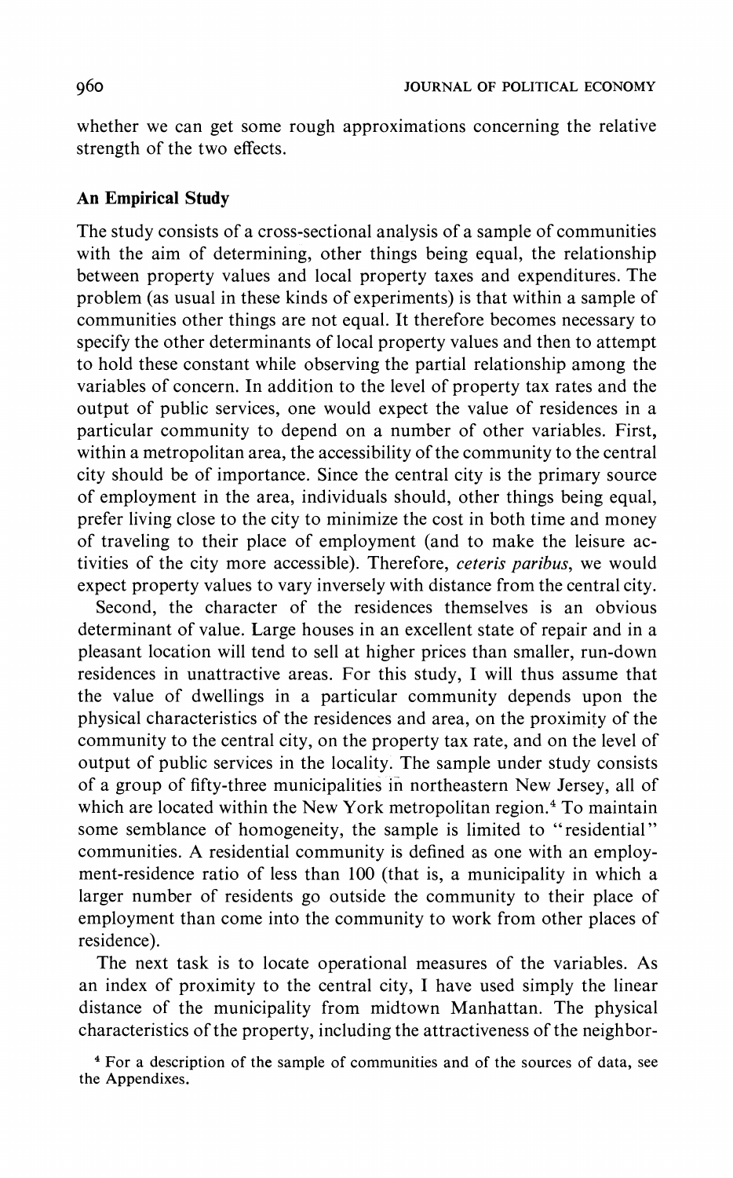whether we can get some rough approximations concerning the relative strength of the two effects.

## An Empirical Study

The study consists of a cross-sectional analysis of a sample of communities with the aim of determining, other things being equal, the relationship between property values and local property taxes and expenditures. The problem (as usual in these kinds of experiments) is that within a sample of communities other things are not equal. It therefore becomes necessary to specify the other determinants of local property values and then to attempt to hold these constant while observing the partial relationship among the variables of concern. In addition to the level of property tax rates and the output of public services, one would expect the value of residences in a particular community to depend on a number of other variables. First, within a metropolitan area, the accessibility of the community to the central city should be of importance. Since the central city is the primary source of employment in the area, individuals should, other things being equal, prefer living close to the city to minimize the cost in both time and money of traveling to their place of employment (and to make the leisure activities of the city more accessible). Therefore, *ceteris paribus*, we would expect property values to vary inversely with distance from the central city.

Second, the character of the residences themselves is an obvious determinant of value. Large houses in an excellent state of repair and in a pleasant location will tend to sell at higher prices than smaller, run-down residences in unattractive areas. For this study, I will thus assume that the value of dwellings in a particular community depends upon the physical characteristics of the residences and area, on the proximity of the community to the central city, on the property tax rate, and on the level of output of public services in the locality. The sample under study consists of a group of fifty-three municipalities in northeastern New Jersey, all of which are located within the New York metropolitan region.[4] To maintain some semblance of homogeneity, the sample is limited to "residential" communities. A residential community is defined as one with an employment-residence ratio of less than 100 (that is, a municipality in which a larger number of residents go outside the community to their place of employment than come into the community to work from other places of residence).

The next task is to locate operational measures of the variables. As an index of proximity to the central city, I have used simply the linear distance of the municipality from midtown Manhattan. The physical characteristics of the property, including the attractiveness of the neighbor-

[4] For a description of the sample of communities and of the sources of data, see the Appendixes.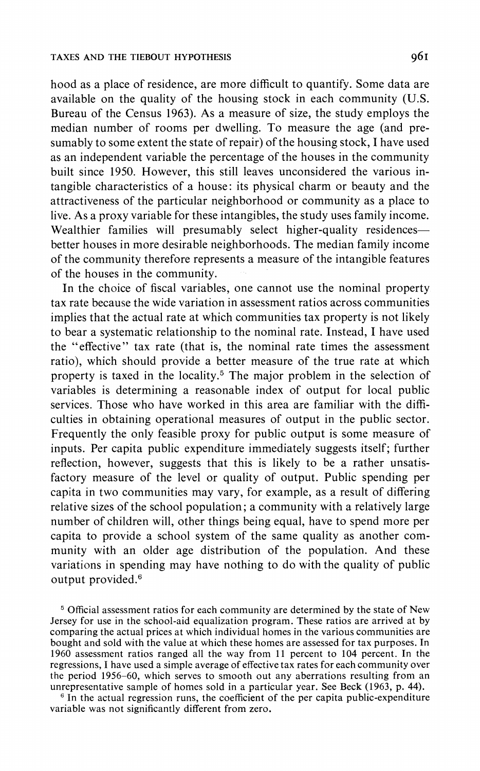hood as a place of residence, are more difficult to quantify. Some data are available on the quality of the housing stock in each community (U.S. Bureau of the Census 1963). As a measure of size, the study employs the median number of rooms per dwelling. To measure the age (and presumably to some extent the state of repair) of the housing stock, I have used as an independent variable the percentage of the houses in the community built since 1950. However, this still leaves unconsidered the various intangible characteristics of a house: its physical charm or beauty and the attractiveness of the particular neighborhood or community as a place to live. As a proxy variable for these intangibles, the study uses family income. Wealthier families will presumably select higher-quality residences—better houses in more desirable neighborhoods. The median family income of the community therefore represents a measure of the intangible features of the houses in the community.

In the choice of fiscal variables, one cannot use the nominal property tax rate because the wide variation in assessment ratios across communities implies that the actual rate at which communities tax property is not likely to bear a systematic relationship to the nominal rate. Instead, I have used the "effective" tax rate (that is, the nominal rate times the assessment ratio), which should provide a better measure of the true rate at which property is taxed in the locality.[5] The major problem in the selection of variables is determining a reasonable index of output for local public services. Those who have worked in this area are familiar with the difficulties in obtaining operational measures of output in the public sector. Frequently the only feasible proxy for public output is some measure of inputs. Per capita public expenditure immediately suggests itself; further reflection, however, suggests that this is likely to be a rather unsatisfactory measure of the level or quality of output. Public spending per capita in two communities may vary, for example, as a result of differing relative sizes of the school population; a community with a relatively large number of children will, other things being equal, have to spend more per capita to provide a school system of the same quality as another community with an older age distribution of the population. And these variations in spending may have nothing to do with the quality of public output provided.[6]

[5] Official assessment ratios for each community are determined by the state of New Jersey for use in the school-aid equalization program. These ratios are arrived at by comparing the actual prices at which individual homes in the various communities are bought and sold with the value at which these homes are assessed for tax purposes. In 1960 assessment ratios ranged all the way from 11 percent to 104 percent. In the regressions, I have used a simple average of effective tax rates for each community over the period 1956–60, which serves to smooth out any aberrations resulting from an unrepresentative sample of homes sold in a particular year. See Beck (1963, p. 44).

[6] In the actual regression runs, the coefficient of the per capita public-expenditure variable was not significantly different from zero.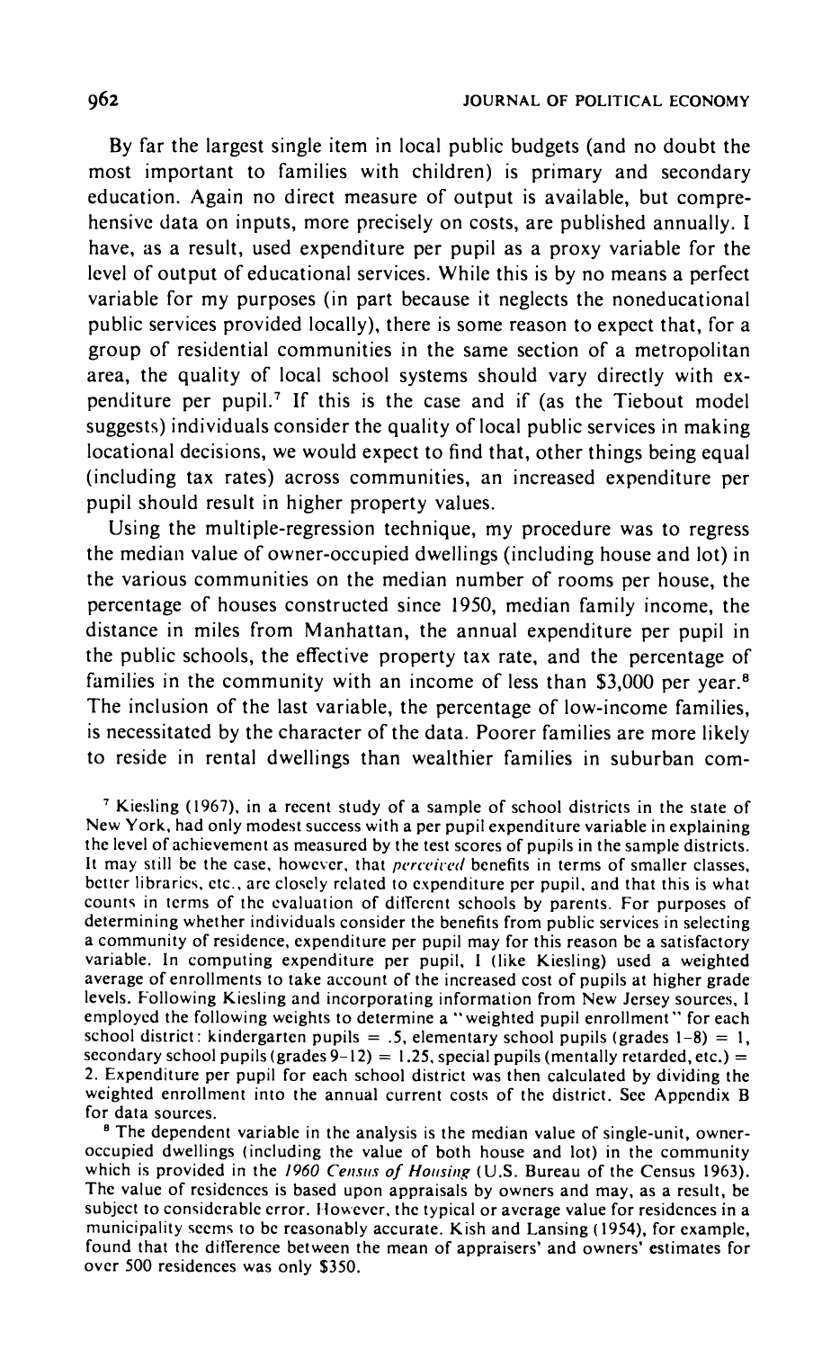By far the largest single item in local public budgets (and no doubt the most important to families with children) is primary and secondary education. Again no direct measure of output is available, but comprehensive data on inputs, more precisely on costs, are published annually. I have, as a result, used expenditure per pupil as a proxy variable for the level of output of educational services. While this is by no means a perfect variable for my purposes (in part because it neglects the noneducational public services provided locally), there is some reason to expect that, for a group of residential communities in the same section of a metropolitan area, the quality of local school systems should vary directly with expenditure per pupil.[7] If this is the case and if (as the Tiebout model suggests) individuals consider the quality of local public services in making locational decisions, we would expect to find that, other things being equal (including tax rates) across communities, an increased expenditure per pupil should result in higher property values.

Using the multiple-regression technique, my procedure was to regress the median value of owner-occupied dwellings (including house and lot) in the various communities on the median number of rooms per house, the percentage of houses constructed since 1950, median family income, the distance in miles from Manhattan, the annual expenditure per pupil in the public schools, the effective property tax rate, and the percentage of families in the community with an income of less than \$3,000 per year.[8] The inclusion of the last variable, the percentage of low-income families, is necessitated by the character of the data. Poorer families are more likely to reside in rental dwellings than wealthier families in suburban com-

[7] Kiesling (1967), in a recent study of a sample of school districts in the state of New York, had only modest success with a per pupil expenditure variable in explaining the level of achievement as measured by the test scores of pupils in the sample districts. It may still be the case, however, that *perceived* benefits in terms of smaller classes, better libraries, etc., are closely related to expenditure per pupil, and that this is what counts in terms of the evaluation of different schools by parents. For purposes of determining whether individuals consider the benefits from public services in selecting a community of residence, expenditure per pupil may for this reason be a satisfactory variable. In computing expenditure per pupil, I (like Kiesling) used a weighted average of enrollments to take account of the increased cost of pupils at higher grade levels. Following Kiesling and incorporating information from New Jersey sources, I employed the following weights to determine a "weighted pupil enrollment" for each school district: kindergarten pupils = .5, elementary school pupils (grades 1–8) = 1, secondary school pupils (grades 9–12) = 1.25, special pupils (mentally retarded, etc.) = 2. Expenditure per pupil for each school district was then calculated by dividing the weighted enrollment into the annual current costs of the district. See Appendix B for data sources.

[8] The dependent variable in the analysis is the median value of single-unit, owner-occupied dwellings (including the value of both house and lot) in the community which is provided in the *1960 Census of Housing* (U.S. Bureau of the Census 1963). The value of residences is based upon appraisals by owners and may, as a result, be subject to considerable error. However, the typical or average value for residences in a municipality seems to be reasonably accurate. Kish and Lansing (1954), for example, found that the difference between the mean of appraisers' and owners' estimates for over 500 residences was only \$350.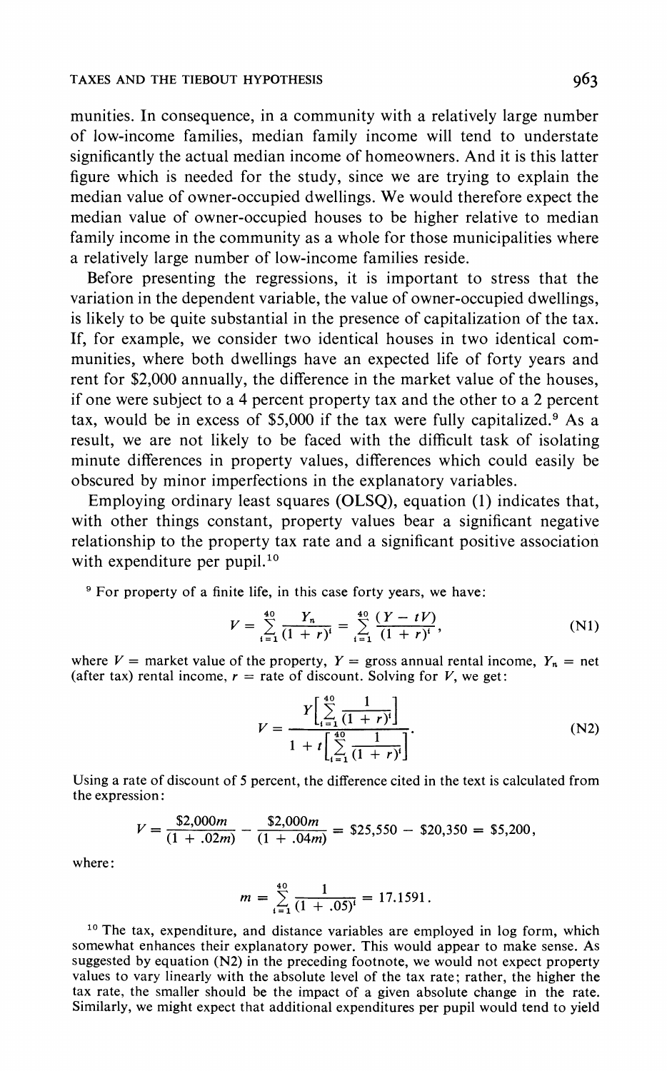munities. In consequence, in a community with a relatively large number of low-income families, median family income will tend to understate significantly the actual median income of homeowners. And it is this latter figure which is needed for the study, since we are trying to explain the median value of owner-occupied dwellings. We would therefore expect the median value of owner-occupied houses to be higher relative to median family income in the community as a whole for those municipalities where a relatively large number of low-income families reside.

Before presenting the regressions, it is important to stress that the variation in the dependent variable, the value of owner-occupied dwellings, is likely to be quite substantial in the presence of capitalization of the tax. If, for example, we consider two identical houses in two identical communities, where both dwellings have an expected life of forty years and rent for \$2,000 annually, the difference in the market value of the houses, if one were subject to a 4 percent property tax and the other to a 2 percent tax, would be in excess of \$5,000 if the tax were fully capitalized.[9] As a result, we are not likely to be faced with the difficult task of isolating minute differences in property values, differences which could easily be obscured by minor imperfections in the explanatory variables.

Employing ordinary least squares (OLSQ), equation (1) indicates that, with other things constant, property values bear a significant negative relationship to the property tax rate and a significant positive association with expenditure per pupil.[10]

[9] For property of a finite life, in this case forty years, we have:

$$V = \sum_{i=1}^{40} \frac{Y_n}{(1+r)^i} = \sum_{i=1}^{40} \frac{(Y - tV)}{(1+r)^i}, \tag{N1}$$

where $V$ = market value of the property, $Y$ = gross annual rental income, $Y_n$ = net (after tax) rental income, $r$ = rate of discount. Solving for $V$, we get:

$$V = \frac{Y\left[\sum_{i=1}^{40} \frac{1}{(1+r)^i}\right]}{1 + t\left[\sum_{i=1}^{40} \frac{1}{(1+r)^i}\right]}. \tag{N2}$$

Using a rate of discount of 5 percent, the difference cited in the text is calculated from the expression:

$$V = \frac{\$2{,}000m}{(1 + .02m)} - \frac{\$2{,}000m}{(1 + .04m)} = \$25{,}550 - \$20{,}350 = \$5{,}200,$$

where:

$$m = \sum_{i=1}^{40} \frac{1}{(1 + .05)^i} = 17.1591.$$

[10] The tax, expenditure, and distance variables are employed in log form, which somewhat enhances their explanatory power. This would appear to make sense. As suggested by equation (N2) in the preceding footnote, we would not expect property values to vary linearly with the absolute level of the tax rate; rather, the higher the tax rate, the smaller should be the impact of a given absolute change in the rate. Similarly, we might expect that additional expenditures per pupil would tend to yield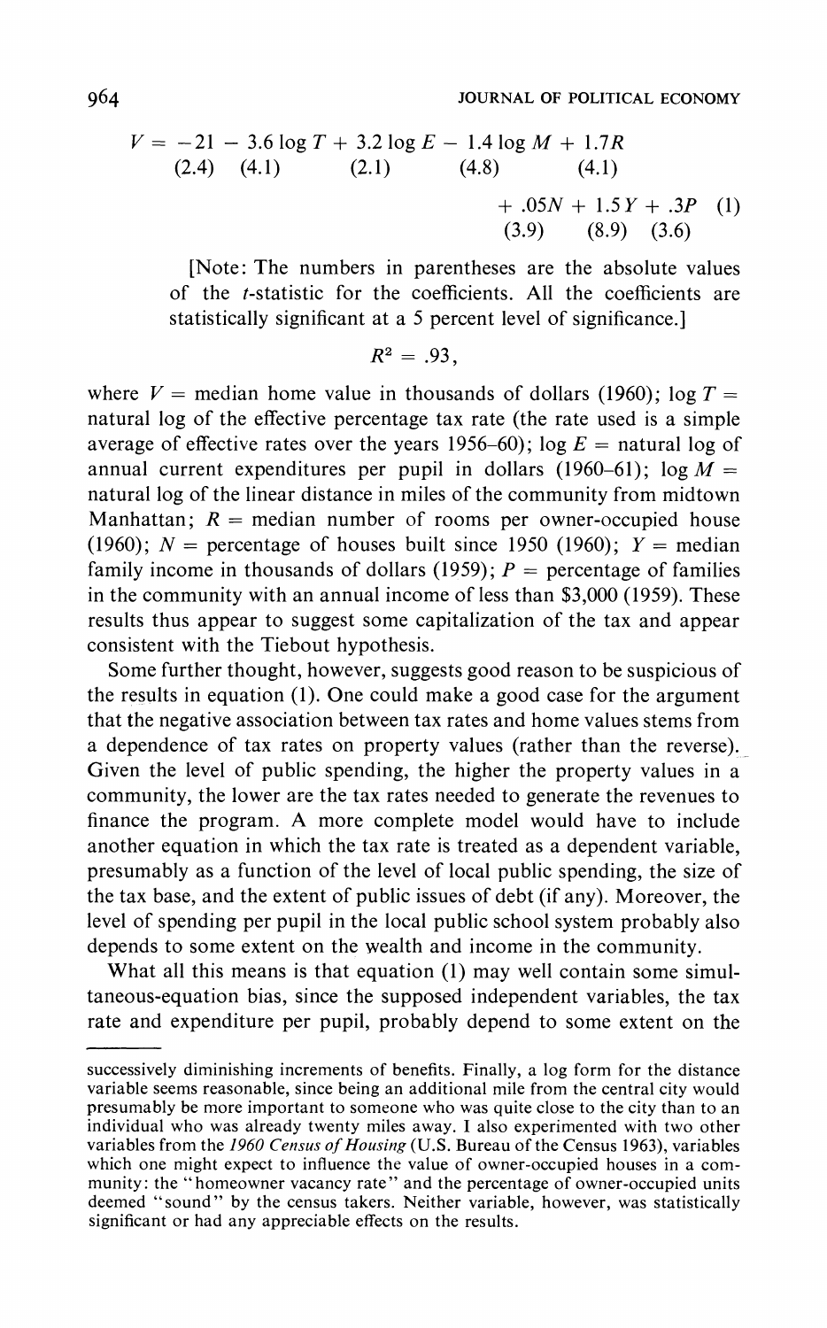$$V = -21 - 3.6 \log T + 3.2 \log E - 1.4 \log M + 1.7R + .05N + 1.5Y + .3P \quad (1)$$

$$\begin{array}{cccccccc} (2.4) & (4.1) & (2.1) & (4.8) & (4.1) & (3.9) & (8.9) & (3.6) \end{array}$$

[Note: The numbers in parentheses are the absolute values of the $t$-statistic for the coefficients. All the coefficients are statistically significant at a 5 percent level of significance.]

$$R^2 = .93,$$

where $V$ = median home value in thousands of dollars (1960); $\log T$ = natural log of the effective percentage tax rate (the rate used is a simple average of effective rates over the years 1956–60); $\log E$ = natural log of annual current expenditures per pupil in dollars (1960–61); $\log M$ = natural log of the linear distance in miles of the community from midtown Manhattan; $R$ = median number of rooms per owner-occupied house (1960); $N$ = percentage of houses built since 1950 (1960); $Y$ = median family income in thousands of dollars (1959); $P$ = percentage of families in the community with an annual income of less than $3,000 (1959). These results thus appear to suggest some capitalization of the tax and appear consistent with the Tiebout hypothesis.

Some further thought, however, suggests good reason to be suspicious of the results in equation (1). One could make a good case for the argument that the negative association between tax rates and home values stems from a dependence of tax rates on property values (rather than the reverse). Given the level of public spending, the higher the property values in a community, the lower are the tax rates needed to generate the revenues to finance the program. A more complete model would have to include another equation in which the tax rate is treated as a dependent variable, presumably as a function of the level of local public spending, the size of the tax base, and the extent of public issues of debt (if any). Moreover, the level of spending per pupil in the local public school system probably also depends to some extent on the wealth and income in the community.

What all this means is that equation (1) may well contain some simultaneous-equation bias, since the supposed independent variables, the tax rate and expenditure per pupil, probably depend to some extent on the

---

successively diminishing increments of benefits. Finally, a log form for the distance variable seems reasonable, since being an additional mile from the central city would presumably be more important to someone who was quite close to the city than to an individual who was already twenty miles away. I also experimented with two other variables from the *1960 Census of Housing* (U.S. Bureau of the Census 1963), variables which one might expect to influence the value of owner-occupied houses in a community: the "homeowner vacancy rate" and the percentage of owner-occupied units deemed "sound" by the census takers. Neither variable, however, was statistically significant or had any appreciable effects on the results.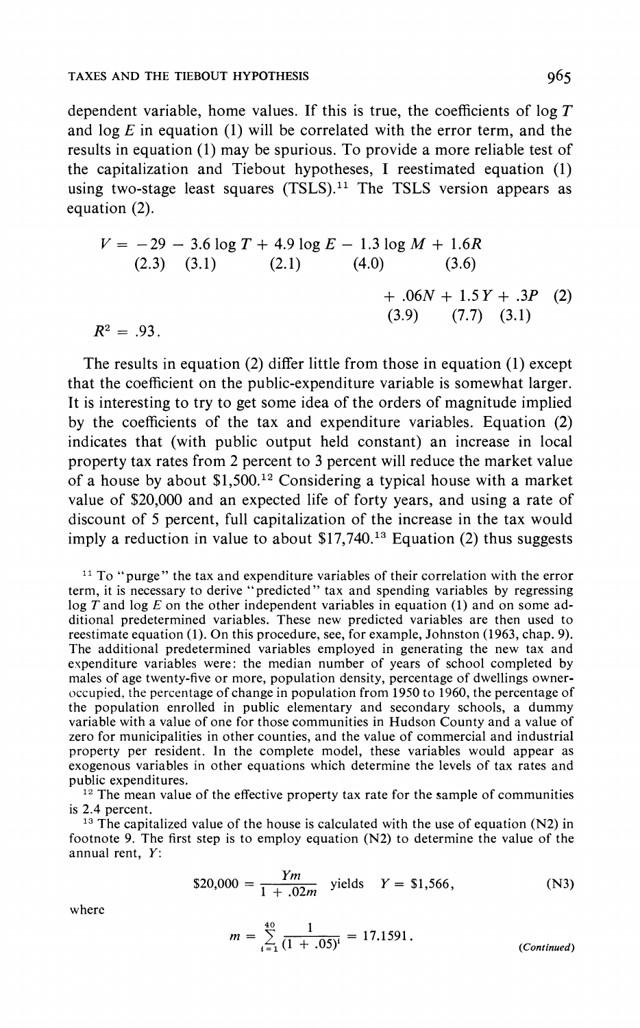dependent variable, home values. If this is true, the coefficients of log $T$ and log $E$ in equation (1) will be correlated with the error term, and the results in equation (1) may be spurious. To provide a more reliable test of the capitalization and Tiebout hypotheses, I reestimated equation (1) using two-stage least squares (TSLS).[11] The TSLS version appears as equation (2).

$$\begin{aligned} V = &-29 - 3.6 \log T + 4.9 \log E - 1.3 \log M + 1.6R \\ &\ (2.3) \quad (3.1) \qquad\quad (2.1) \qquad\quad (4.0) \qquad\quad (3.6) \\ &+ .06N + 1.5Y + .3P \qquad (2) \\ &\ \ (3.9) \quad\ (7.7) \quad (3.1) \end{aligned}$$

$$R^2 = .93.$$

The results in equation (2) differ little from those in equation (1) except that the coefficient on the public-expenditure variable is somewhat larger. It is interesting to try to get some idea of the orders of magnitude implied by the coefficients of the tax and expenditure variables. Equation (2) indicates that (with public output held constant) an increase in local property tax rates from 2 percent to 3 percent will reduce the market value of a house by about \$1,500.[12] Considering a typical house with a market value of \$20,000 and an expected life of forty years, and using a rate of discount of 5 percent, full capitalization of the increase in the tax would imply a reduction in value to about \$17,740.[13] Equation (2) thus suggests

[11] To "purge" the tax and expenditure variables of their correlation with the error term, it is necessary to derive "predicted" tax and spending variables by regressing log $T$ and log $E$ on the other independent variables in equation (1) and on some additional predetermined variables. These new predicted variables are then used to reestimate equation (1). On this procedure, see, for example, Johnston (1963, chap. 9). The additional predetermined variables employed in generating the new tax and expenditure variables were: the median number of years of school completed by males of age twenty-five or more, population density, percentage of dwellings owner-occupied, the percentage of change in population from 1950 to 1960, the percentage of the population enrolled in public elementary and secondary schools, a dummy variable with a value of one for those communities in Hudson County and a value of zero for municipalities in other counties, and the value of commercial and industrial property per resident. In the complete model, these variables would appear as exogenous variables in other equations which determine the levels of tax rates and public expenditures.

[12] The mean value of the effective property tax rate for the sample of communities is 2.4 percent.

[13] The capitalized value of the house is calculated with the use of equation (N2) in footnote 9. The first step is to employ equation (N2) to determine the value of the annual rent, $Y$:

$$\$20{,}000 = \frac{Ym}{1 + .02m} \quad \text{yields} \quad Y = \$1{,}566, \qquad \text{(N3)}$$

where

$$m = \sum_{i=1}^{40} \frac{1}{(1 + .05)^i} = 17.1591.$$

*(Continued)*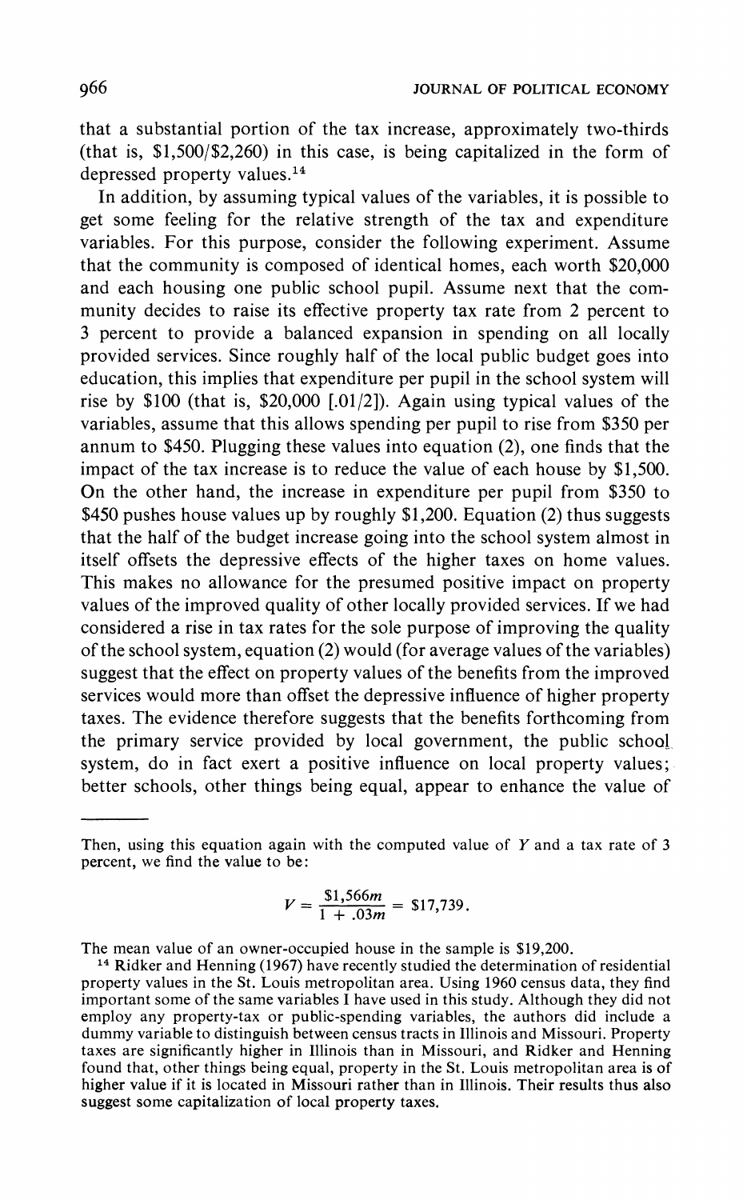that a substantial portion of the tax increase, approximately two-thirds (that is, $1,500/$2,260) in this case, is being capitalized in the form of depressed property values.[14]

In addition, by assuming typical values of the variables, it is possible to get some feeling for the relative strength of the tax and expenditure variables. For this purpose, consider the following experiment. Assume that the community is composed of identical homes, each worth $20,000 and each housing one public school pupil. Assume next that the community decides to raise its effective property tax rate from 2 percent to 3 percent to provide a balanced expansion in spending on all locally provided services. Since roughly half of the local public budget goes into education, this implies that expenditure per pupil in the school system will rise by $100 (that is, $20,000 [.01/2]). Again using typical values of the variables, assume that this allows spending per pupil to rise from $350 per annum to $450. Plugging these values into equation (2), one finds that the impact of the tax increase is to reduce the value of each house by $1,500. On the other hand, the increase in expenditure per pupil from $350 to $450 pushes house values up by roughly $1,200. Equation (2) thus suggests that the half of the budget increase going into the school system almost in itself offsets the depressive effects of the higher taxes on home values. This makes no allowance for the presumed positive impact on property values of the improved quality of other locally provided services. If we had considered a rise in tax rates for the sole purpose of improving the quality of the school system, equation (2) would (for average values of the variables) suggest that the effect on property values of the benefits from the improved services would more than offset the depressive influence of higher property taxes. The evidence therefore suggests that the benefits forthcoming from the primary service provided by local government, the public school system, do in fact exert a positive influence on local property values; better schools, other things being equal, appear to enhance the value of

---

Then, using this equation again with the computed value of $Y$ and a tax rate of 3 percent, we find the value to be:

$$V = \frac{\$1{,}566m}{1 + .03m} = \$17{,}739.$$

The mean value of an owner-occupied house in the sample is $19,200.

[14] Ridker and Henning (1967) have recently studied the determination of residential property values in the St. Louis metropolitan area. Using 1960 census data, they find important some of the same variables I have used in this study. Although they did not employ any property-tax or public-spending variables, the authors did include a dummy variable to distinguish between census tracts in Illinois and Missouri. Property taxes are significantly higher in Illinois than in Missouri, and Ridker and Henning found that, other things being equal, property in the St. Louis metropolitan area is of higher value if it is located in Missouri rather than in Illinois. Their results thus also suggest some capitalization of local property taxes.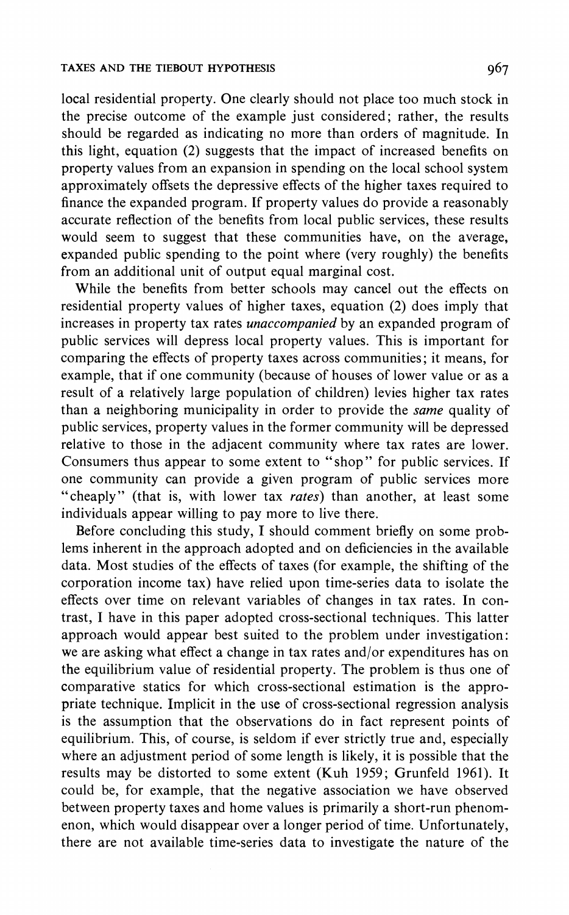local residential property. One clearly should not place too much stock in the precise outcome of the example just considered; rather, the results should be regarded as indicating no more than orders of magnitude. In this light, equation (2) suggests that the impact of increased benefits on property values from an expansion in spending on the local school system approximately offsets the depressive effects of the higher taxes required to finance the expanded program. If property values do provide a reasonably accurate reflection of the benefits from local public services, these results would seem to suggest that these communities have, on the average, expanded public spending to the point where (very roughly) the benefits from an additional unit of output equal marginal cost.

While the benefits from better schools may cancel out the effects on residential property values of higher taxes, equation (2) does imply that increases in property tax rates *unaccompanied* by an expanded program of public services will depress local property values. This is important for comparing the effects of property taxes across communities; it means, for example, that if one community (because of houses of lower value or as a result of a relatively large population of children) levies higher tax rates than a neighboring municipality in order to provide the *same* quality of public services, property values in the former community will be depressed relative to those in the adjacent community where tax rates are lower. Consumers thus appear to some extent to "shop" for public services. If one community can provide a given program of public services more "cheaply" (that is, with lower tax *rates*) than another, at least some individuals appear willing to pay more to live there.

Before concluding this study, I should comment briefly on some problems inherent in the approach adopted and on deficiencies in the available data. Most studies of the effects of taxes (for example, the shifting of the corporation income tax) have relied upon time-series data to isolate the effects over time on relevant variables of changes in tax rates. In contrast, I have in this paper adopted cross-sectional techniques. This latter approach would appear best suited to the problem under investigation: we are asking what effect a change in tax rates and/or expenditures has on the equilibrium value of residential property. The problem is thus one of comparative statics for which cross-sectional estimation is the appropriate technique. Implicit in the use of cross-sectional regression analysis is the assumption that the observations do in fact represent points of equilibrium. This, of course, is seldom if ever strictly true and, especially where an adjustment period of some length is likely, it is possible that the results may be distorted to some extent (Kuh 1959; Grunfeld 1961). It could be, for example, that the negative association we have observed between property taxes and home values is primarily a short-run phenomenon, which would disappear over a longer period of time. Unfortunately, there are not available time-series data to investigate the nature of the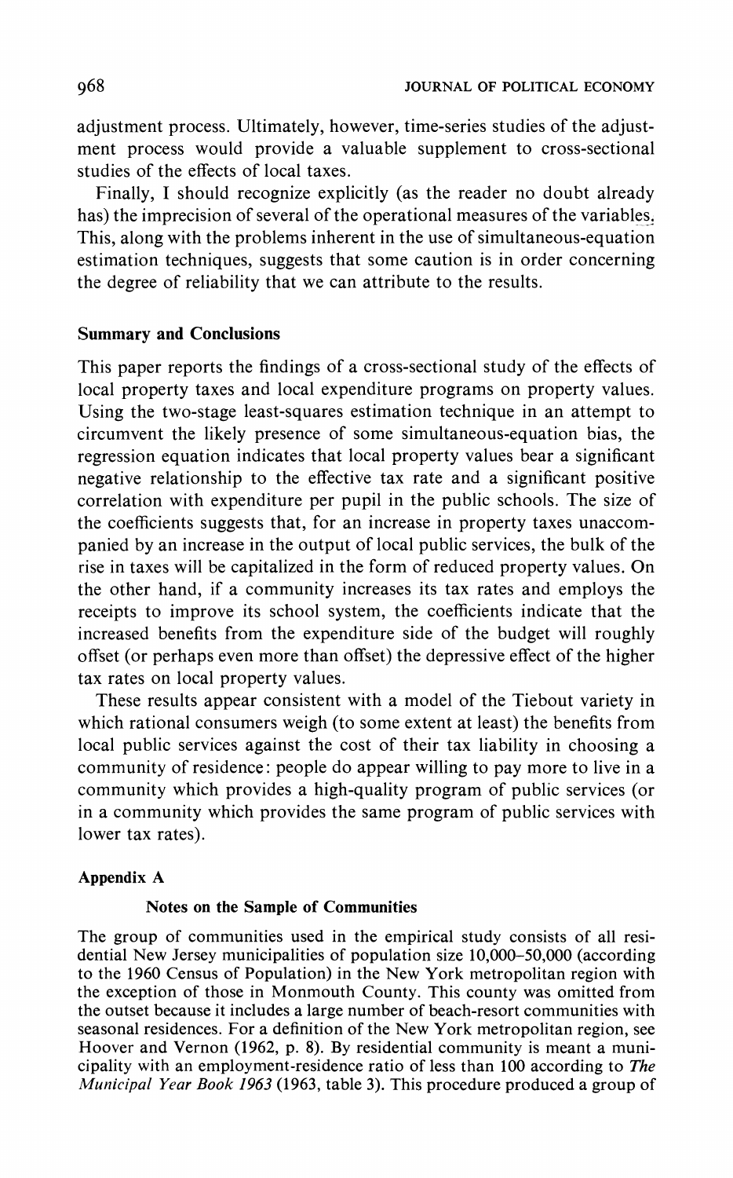adjustment process. Ultimately, however, time-series studies of the adjustment process would provide a valuable supplement to cross-sectional studies of the effects of local taxes.

Finally, I should recognize explicitly (as the reader no doubt already has) the imprecision of several of the operational measures of the variables. This, along with the problems inherent in the use of simultaneous-equation estimation techniques, suggests that some caution is in order concerning the degree of reliability that we can attribute to the results.

## Summary and Conclusions

This paper reports the findings of a cross-sectional study of the effects of local property taxes and local expenditure programs on property values. Using the two-stage least-squares estimation technique in an attempt to circumvent the likely presence of some simultaneous-equation bias, the regression equation indicates that local property values bear a significant negative relationship to the effective tax rate and a significant positive correlation with expenditure per pupil in the public schools. The size of the coefficients suggests that, for an increase in property taxes unaccompanied by an increase in the output of local public services, the bulk of the rise in taxes will be capitalized in the form of reduced property values. On the other hand, if a community increases its tax rates and employs the receipts to improve its school system, the coefficients indicate that the increased benefits from the expenditure side of the budget will roughly offset (or perhaps even more than offset) the depressive effect of the higher tax rates on local property values.

These results appear consistent with a model of the Tiebout variety in which rational consumers weigh (to some extent at least) the benefits from local public services against the cost of their tax liability in choosing a community of residence: people do appear willing to pay more to live in a community which provides a high-quality program of public services (or in a community which provides the same program of public services with lower tax rates).

## Appendix A

### Notes on the Sample of Communities

The group of communities used in the empirical study consists of all residential New Jersey municipalities of population size 10,000–50,000 (according to the 1960 Census of Population) in the New York metropolitan region with the exception of those in Monmouth County. This county was omitted from the outset because it includes a large number of beach-resort communities with seasonal residences. For a definition of the New York metropolitan region, see Hoover and Vernon (1962, p. 8). By residential community is meant a municipality with an employment-residence ratio of less than 100 according to *The Municipal Year Book 1963* (1963, table 3). This procedure produced a group of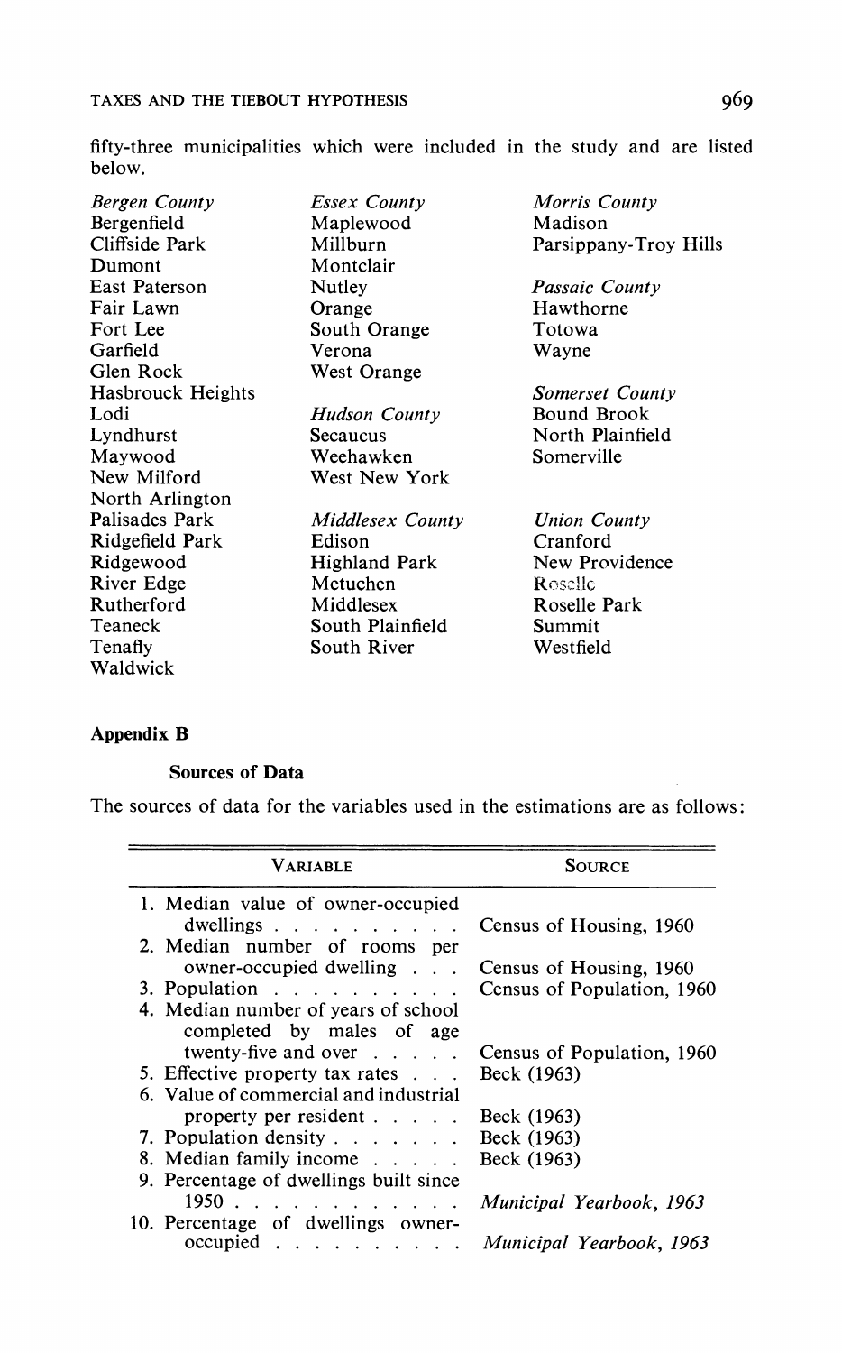fifty-three municipalities which were included in the study and are listed below.

*Bergen County*
Bergenfield
Cliffside Park
Dumont
East Paterson
Fair Lawn
Fort Lee
Garfield
Glen Rock
Hasbrouck Heights
Lodi
Lyndhurst
Maywood
New Milford
North Arlington
Palisades Park
Ridgefield Park
Ridgewood
River Edge
Rutherford
Teaneck
Tenafly
Waldwick

*Essex County*
Maplewood
Millburn
Montclair
Nutley
Orange
South Orange
Verona
West Orange

*Hudson County*
Secaucus
Weehawken
West New York

*Middlesex County*
Edison
Highland Park
Metuchen
Middlesex
South Plainfield
South River

*Morris County*
Madison
Parsippany-Troy Hills

*Passaic County*
Hawthorne
Totowa
Wayne

*Somerset County*
Bound Brook
North Plainfield
Somerville

*Union County*
Cranford
New Providence
Roselle
Roselle Park
Summit
Westfield

**Appendix B**

**Sources of Data**

The sources of data for the variables used in the estimations are as follows:

| Variable | Source |
|---|---|
| 1. Median value of owner-occupied dwellings | Census of Housing, 1960 |
| 2. Median number of rooms per owner-occupied dwelling | Census of Housing, 1960 |
| 3. Population | Census of Population, 1960 |
| 4. Median number of years of school completed by males of age twenty-five and over | Census of Population, 1960 |
| 5. Effective property tax rates | Beck (1963) |
| 6. Value of commercial and industrial property per resident | Beck (1963) |
| 7. Population density | Beck (1963) |
| 8. Median family income | Beck (1963) |
| 9. Percentage of dwellings built since 1950 | *Municipal Yearbook, 1963* |
| 10. Percentage of dwellings owner-occupied | *Municipal Yearbook, 1963* |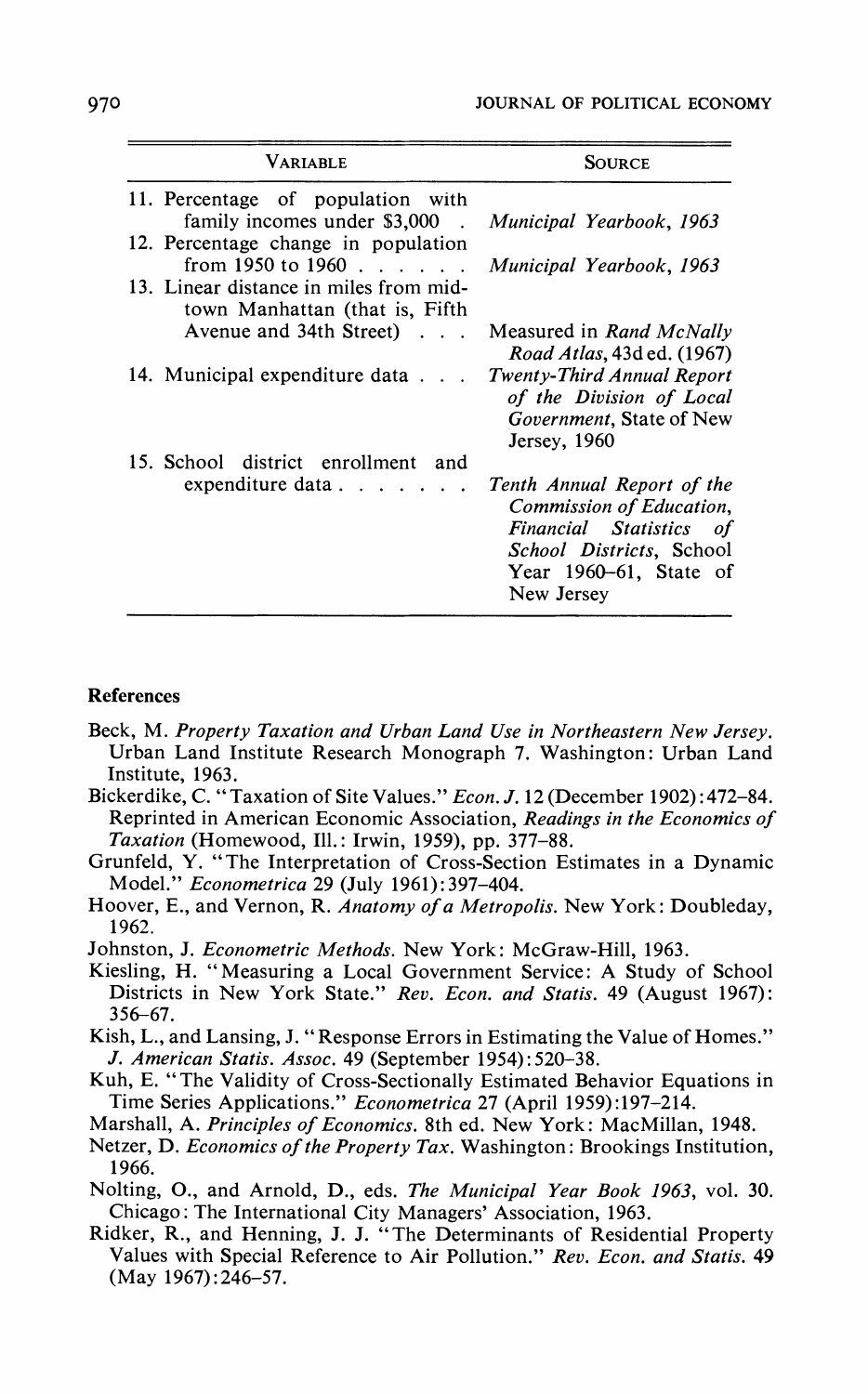| Variable | Source |
|---|---|
| 11. Percentage of population with family incomes under $3,000 | *Municipal Yearbook, 1963* |
| 12. Percentage change in population from 1950 to 1960 | *Municipal Yearbook, 1963* |
| 13. Linear distance in miles from midtown Manhattan (that is, Fifth Avenue and 34th Street) | Measured in *Rand McNally Road Atlas*, 43d ed. (1967) |
| 14. Municipal expenditure data | *Twenty-Third Annual Report of the Division of Local Government*, State of New Jersey, 1960 |
| 15. School district enrollment and expenditure data | *Tenth Annual Report of the Commission of Education, Financial Statistics of School Districts*, School Year 1960–61, State of New Jersey |

## References

Beck, M. *Property Taxation and Urban Land Use in Northeastern New Jersey.* Urban Land Institute Research Monograph 7. Washington: Urban Land Institute, 1963.

Bickerdike, C. "Taxation of Site Values." *Econ. J.* 12 (December 1902):472–84. Reprinted in American Economic Association, *Readings in the Economics of Taxation* (Homewood, Ill.: Irwin, 1959), pp. 377–88.

Grunfeld, Y. "The Interpretation of Cross-Section Estimates in a Dynamic Model." *Econometrica* 29 (July 1961):397–404.

Hoover, E., and Vernon, R. *Anatomy of a Metropolis.* New York: Doubleday, 1962.

Johnston, J. *Econometric Methods.* New York: McGraw-Hill, 1963.

Kiesling, H. "Measuring a Local Government Service: A Study of School Districts in New York State." *Rev. Econ. and Statis.* 49 (August 1967): 356–67.

Kish, L., and Lansing, J. "Response Errors in Estimating the Value of Homes." *J. American Statis. Assoc.* 49 (September 1954):520–38.

Kuh, E. "The Validity of Cross-Sectionally Estimated Behavior Equations in Time Series Applications." *Econometrica* 27 (April 1959):197–214.

Marshall, A. *Principles of Economics.* 8th ed. New York: MacMillan, 1948.

Netzer, D. *Economics of the Property Tax.* Washington: Brookings Institution, 1966.

Nolting, O., and Arnold, D., eds. *The Municipal Year Book 1963*, vol. 30. Chicago: The International City Managers' Association, 1963.

Ridker, R., and Henning, J. J. "The Determinants of Residential Property Values with Special Reference to Air Pollution." *Rev. Econ. and Statis.* 49 (May 1967):246–57.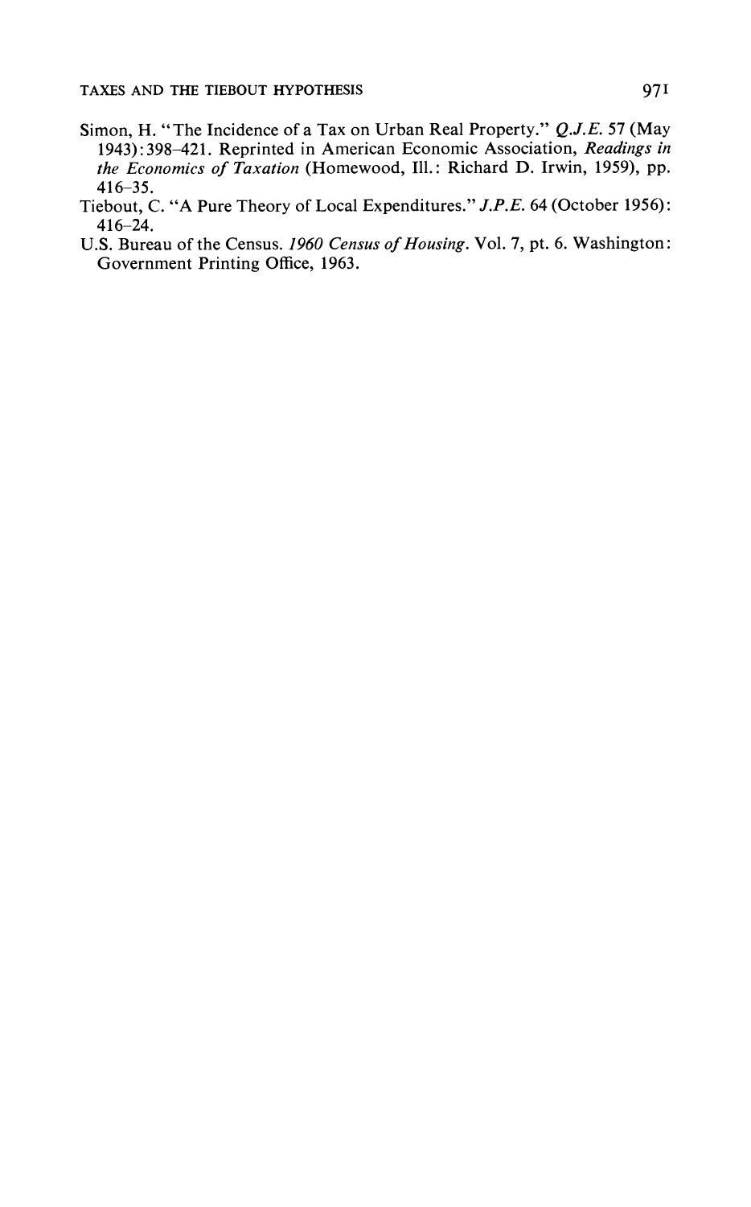Simon, H. "The Incidence of a Tax on Urban Real Property." *Q.J.E.* 57 (May 1943): 398–421. Reprinted in American Economic Association, *Readings in the Economics of Taxation* (Homewood, Ill.: Richard D. Irwin, 1959), pp. 416–35.

Tiebout, C. "A Pure Theory of Local Expenditures." *J.P.E.* 64 (October 1956): 416–24.

U.S. Bureau of the Census. *1960 Census of Housing*. Vol. 7, pt. 6. Washington: Government Printing Office, 1963.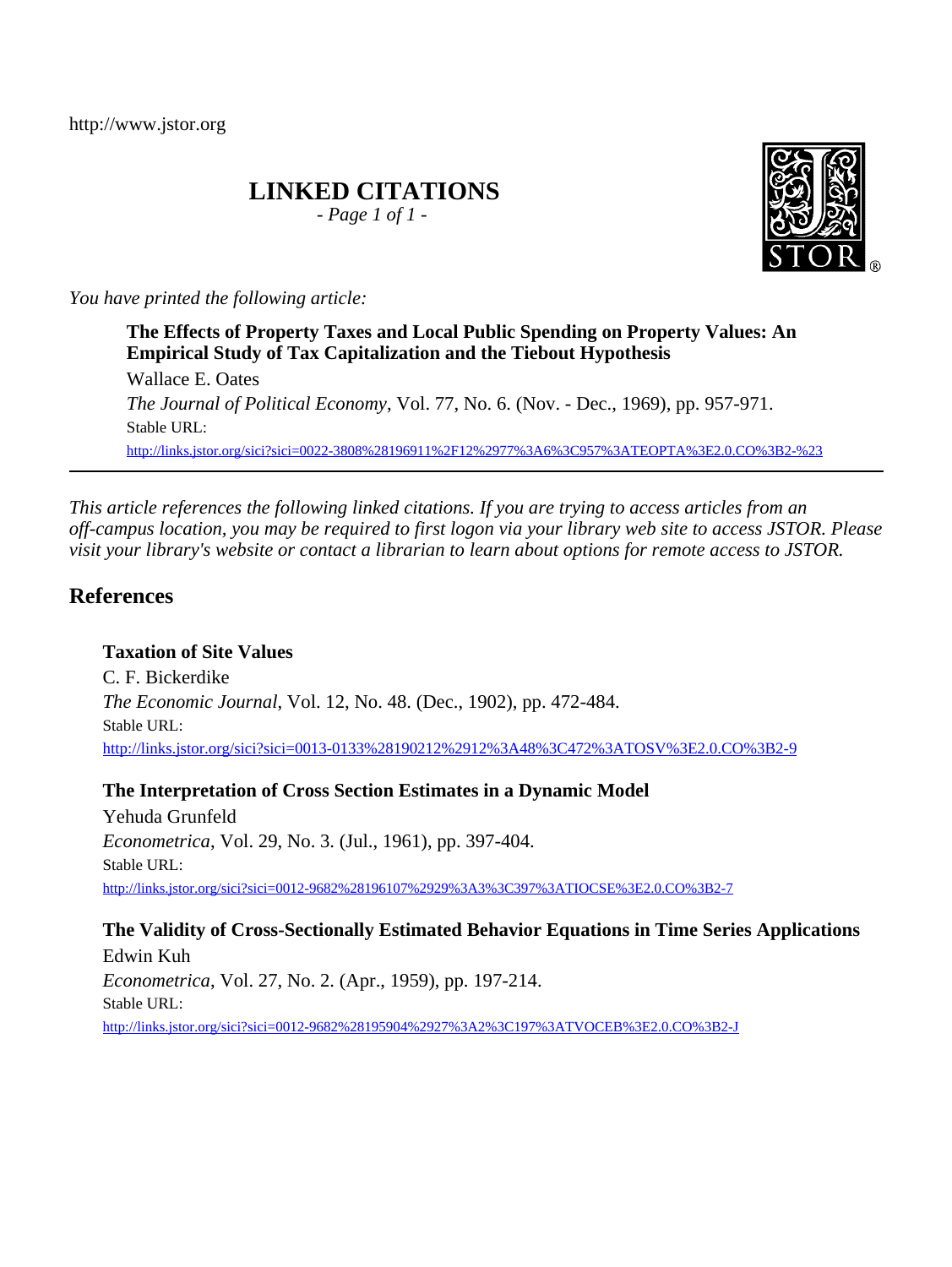http://www.jstor.org

# LINKED CITATIONS

*- Page 1 of 1 -*

*You have printed the following article:*

**The Effects of Property Taxes and Local Public Spending on Property Values: An Empirical Study of Tax Capitalization and the Tiebout Hypothesis**
Wallace E. Oates
*The Journal of Political Economy*, Vol. 77, No. 6. (Nov. - Dec., 1969), pp. 957-971.
Stable URL:
http://links.jstor.org/sici?sici=0022-3808%28196911%2F12%2977%3A6%3C957%3ATEOPTA%3E2.0.CO%3B2-%23

---

*This article references the following linked citations. If you are trying to access articles from an off-campus location, you may be required to first logon via your library web site to access JSTOR. Please visit your library's website or contact a librarian to learn about options for remote access to JSTOR.*

## References

**Taxation of Site Values**
C. F. Bickerdike
*The Economic Journal*, Vol. 12, No. 48. (Dec., 1902), pp. 472-484.
Stable URL:
http://links.jstor.org/sici?sici=0013-0133%28190212%2912%3A48%3C472%3ATOSV%3E2.0.CO%3B2-9

**The Interpretation of Cross Section Estimates in a Dynamic Model**
Yehuda Grunfeld
*Econometrica*, Vol. 29, No. 3. (Jul., 1961), pp. 397-404.
Stable URL:
http://links.jstor.org/sici?sici=0012-9682%28196107%2929%3A3%3C397%3ATIOCSE%3E2.0.CO%3B2-7

**The Validity of Cross-Sectionally Estimated Behavior Equations in Time Series Applications**
Edwin Kuh
*Econometrica*, Vol. 27, No. 2. (Apr., 1959), pp. 197-214.
Stable URL:
http://links.jstor.org/sici?sici=0012-9682%28195904%2927%3A2%3C197%3ATVOCEB%3E2.0.CO%3B2-J